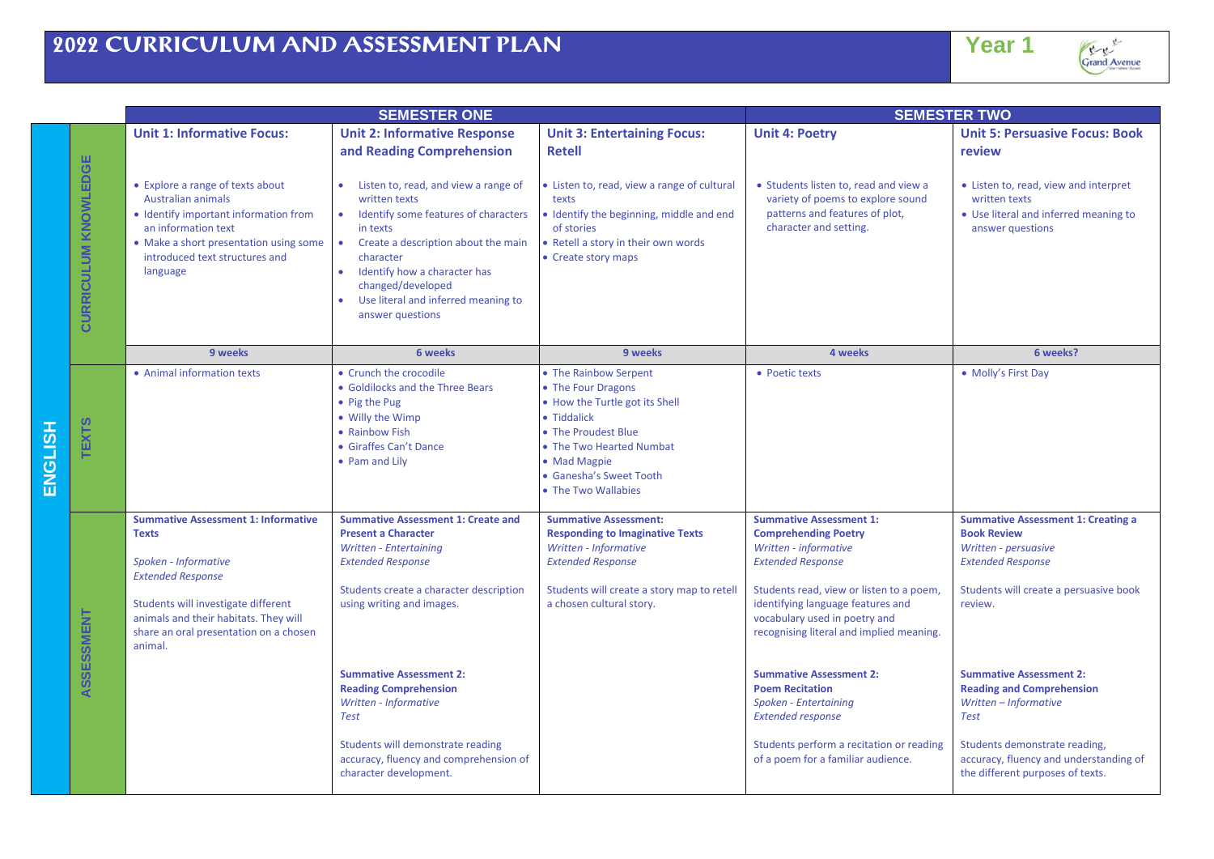# 2022 CURRICULUM AND ASSESSMENT PLAN

**Year 1**

| ENGLISH | | SEMESTER ONE | | | SEMESTER TWO | |
|---|---|---|---|---|---|---|
| | **CURRICULUM KNOWLEDGE** | **Unit 1: Informative Focus:**<br><br>• Explore a range of texts about Australian animals<br>• Identify important information from an information text<br>• Make a short presentation using some introduced text structures and language | **Unit 2: Informative Response and Reading Comprehension**<br><br>• Listen to, read, and view a range of written texts<br>• Identify some features of characters in texts<br>• Create a description about the main character<br>• Identify how a character has changed/developed<br>• Use literal and inferred meaning to answer questions | **Unit 3: Entertaining Focus: Retell**<br><br>• Listen to, read, view a range of cultural texts<br>• Identify the beginning, middle and end of stories<br>• Retell a story in their own words<br>• Create story maps | **Unit 4: Poetry**<br><br>• Students listen to, read and view a variety of poems to explore sound patterns and features of plot, character and setting. | **Unit 5: Persuasive Focus: Book review**<br><br>• Listen to, read, view and interpret written texts<br>• Use literal and inferred meaning to answer questions |
| | | 9 weeks | 6 weeks | 9 weeks | 4 weeks | 6 weeks? |
| | **TEXTS** | • Animal information texts | • Crunch the crocodile<br>• Goldilocks and the Three Bears<br>• Pig the Pug<br>• Willy the Wimp<br>• Rainbow Fish<br>• Giraffes Can't Dance<br>• Pam and Lily | • The Rainbow Serpent<br>• The Four Dragons<br>• How the Turtle got its Shell<br>• Tiddalick<br>• The Proudest Blue<br>• The Two Hearted Numbat<br>• Mad Magpie<br>• Ganesha's Sweet Tooth<br>• The Two Wallabies | • Poetic texts | • Molly's First Day |
| | **ASSESSMENT** | **Summative Assessment 1: Informative Texts**<br><br>*Spoken - Informative*<br>*Extended Response*<br><br>Students will investigate different animals and their habitats. They will share an oral presentation on a chosen animal. | **Summative Assessment 1: Create and Present a Character**<br>*Written - Entertaining*<br>*Extended Response*<br><br>Students create a character description using writing and images.<br><br>**Summative Assessment 2: Reading Comprehension**<br>*Written - Informative*<br>*Test*<br><br>Students will demonstrate reading accuracy, fluency and comprehension of character development. | **Summative Assessment: Responding to Imaginative Texts**<br>*Written - Informative*<br>*Extended Response*<br><br>Students will create a story map to retell a chosen cultural story. | **Summative Assessment 1: Comprehending Poetry**<br>*Written - informative*<br>*Extended Response*<br><br>Students read, view or listen to a poem, identifying language features and vocabulary used in poetry and recognising literal and implied meaning.<br><br>**Summative Assessment 2: Poem Recitation**<br>*Spoken - Entertaining*<br>*Extended response*<br><br>Students perform a recitation or reading of a poem for a familiar audience. | **Summative Assessment 1: Creating a Book Review**<br>*Written - persuasive*<br>*Extended Response*<br><br>Students will create a persuasive book review.<br><br>**Summative Assessment 2: Reading and Comprehension**<br>*Written – Informative*<br>*Test*<br><br>Students demonstrate reading, accuracy, fluency and understanding of the different purposes of texts. |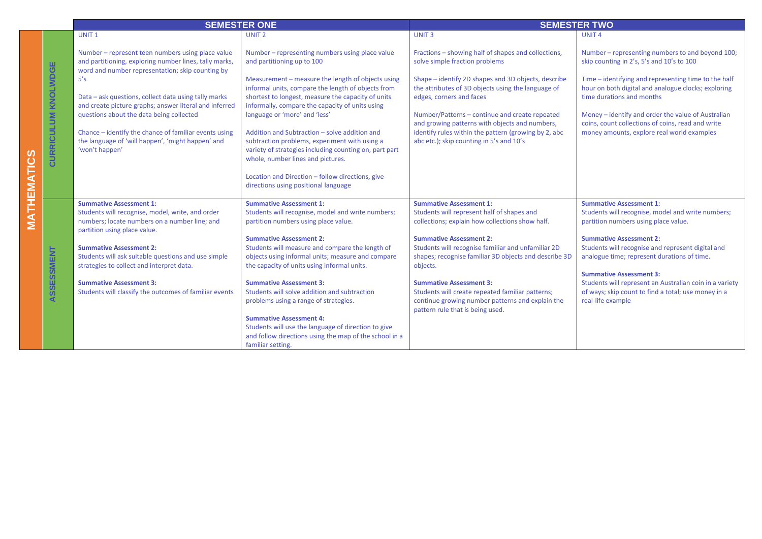# MATHEMATICS

| | SEMESTER ONE | | SEMESTER TWO | |
|---|---|---|---|---|
| | UNIT 1 | UNIT 2 | UNIT 3 | UNIT 4 |
| **CURRICULUM KNOLWDGE** | Number – represent teen numbers using place value and partitioning, exploring number lines, tally marks, word and number representation; skip counting by 5's<br><br>Data – ask questions, collect data using tally marks and create picture graphs; answer literal and inferred questions about the data being collected<br><br>Chance – identify the chance of familiar events using the language of 'will happen', 'might happen' and 'won't happen' | Number – representing numbers using place value and partitioning up to 100<br><br>Measurement – measure the length of objects using informal units, compare the length of objects from shortest to longest, measure the capacity of units informally, compare the capacity of units using language or 'more' and 'less'<br><br>Addition and Subtraction – solve addition and subtraction problems, experiment with using a variety of strategies including counting on, part part whole, number lines and pictures.<br><br>Location and Direction – follow directions, give directions using positional language | Fractions – showing half of shapes and collections, solve simple fraction problems<br><br>Shape – identify 2D shapes and 3D objects, describe the attributes of 3D objects using the language of edges, corners and faces<br><br>Number/Patterns – continue and create repeated and growing patterns with objects and numbers, identify rules within the pattern (growing by 2, abc abc etc.); skip counting in 5's and 10's | Number – representing numbers to and beyond 100; skip counting in 2's, 5's and 10's to 100<br><br>Time – identifying and representing time to the half hour on both digital and analogue clocks; exploring time durations and months<br><br>Money – identify and order the value of Australian coins, count collections of coins, read and write money amounts, explore real world examples |
| **ASSESSMENT** | **Summative Assessment 1:**<br>Students will recognise, model, write, and order numbers; locate numbers on a number line; and partition using place value.<br><br>**Summative Assessment 2:**<br>Students will ask suitable questions and use simple strategies to collect and interpret data.<br><br>**Summative Assessment 3:**<br>Students will classify the outcomes of familiar events | **Summative Assessment 1:**<br>Students will recognise, model and write numbers; partition numbers using place value.<br><br>**Summative Assessment 2:**<br>Students will measure and compare the length of objects using informal units; measure and compare the capacity of units using informal units.<br><br>**Summative Assessment 3:**<br>Students will solve addition and subtraction problems using a range of strategies.<br><br>**Summative Assessment 4:**<br>Students will use the language of direction to give and follow directions using the map of the school in a familiar setting. | **Summative Assessment 1:**<br>Students will represent half of shapes and collections; explain how collections show half.<br><br>**Summative Assessment 2:**<br>Students will recognise familiar and unfamiliar 2D shapes; recognise familiar 3D objects and describe 3D objects.<br><br>**Summative Assessment 3:**<br>Students will create repeated familiar patterns; continue growing number patterns and explain the pattern rule that is being used. | **Summative Assessment 1:**<br>Students will recognise, model and write numbers; partition numbers using place value.<br><br>**Summative Assessment 2:**<br>Students will recognise and represent digital and analogue time; represent durations of time.<br><br>**Summative Assessment 3:**<br>Students will represent an Australian coin in a variety of ways; skip count to find a total; use money in a real-life example |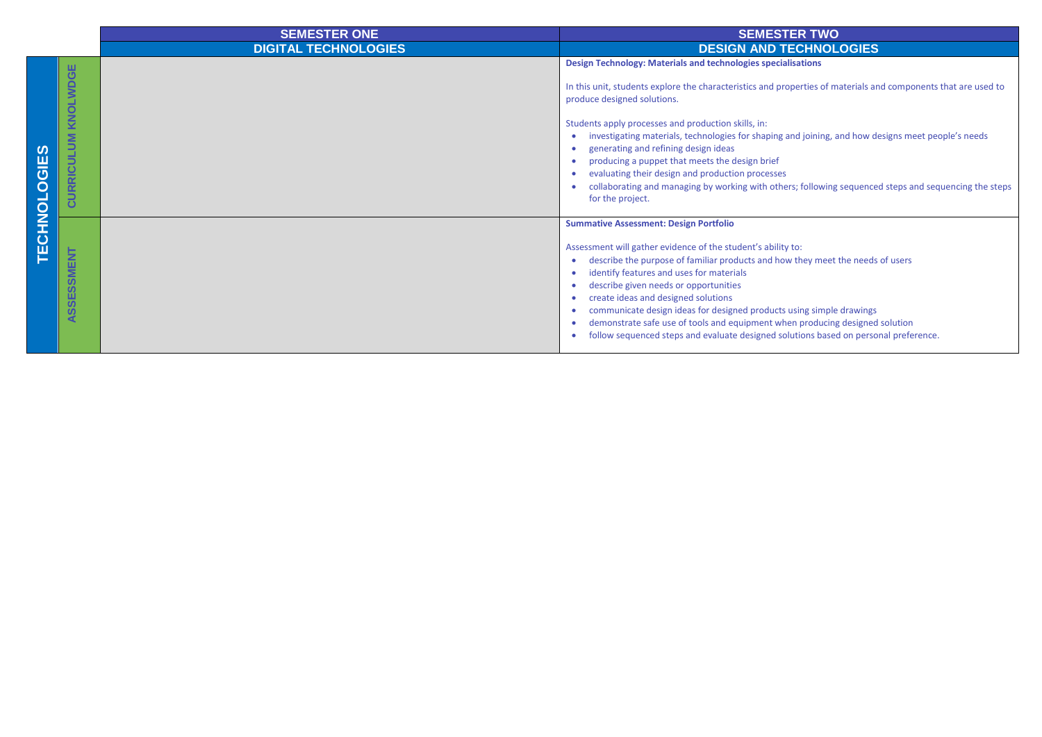| TECHNOLOGIES | | SEMESTER ONE | SEMESTER TWO |
|---|---|---|---|
| | | DIGITAL TECHNOLOGIES | DESIGN AND TECHNOLOGIES |
| | CURRICULUM KNOLWDGE | | **Design Technology: Materials and technologies specialisations**<br><br>In this unit, students explore the characteristics and properties of materials and components that are used to produce designed solutions.<br><br>Students apply processes and production skills, in:<br>• investigating materials, technologies for shaping and joining, and how designs meet people's needs<br>• generating and refining design ideas<br>• producing a puppet that meets the design brief<br>• evaluating their design and production processes<br>• collaborating and managing by working with others; following sequenced steps and sequencing the steps for the project. |
| | ASSESSMENT | | **Summative Assessment: Design Portfolio**<br><br>Assessment will gather evidence of the student's ability to:<br>• describe the purpose of familiar products and how they meet the needs of users<br>• identify features and uses for materials<br>• describe given needs or opportunities<br>• create ideas and designed solutions<br>• communicate design ideas for designed products using simple drawings<br>• demonstrate safe use of tools and equipment when producing designed solution<br>• follow sequenced steps and evaluate designed solutions based on personal preference. |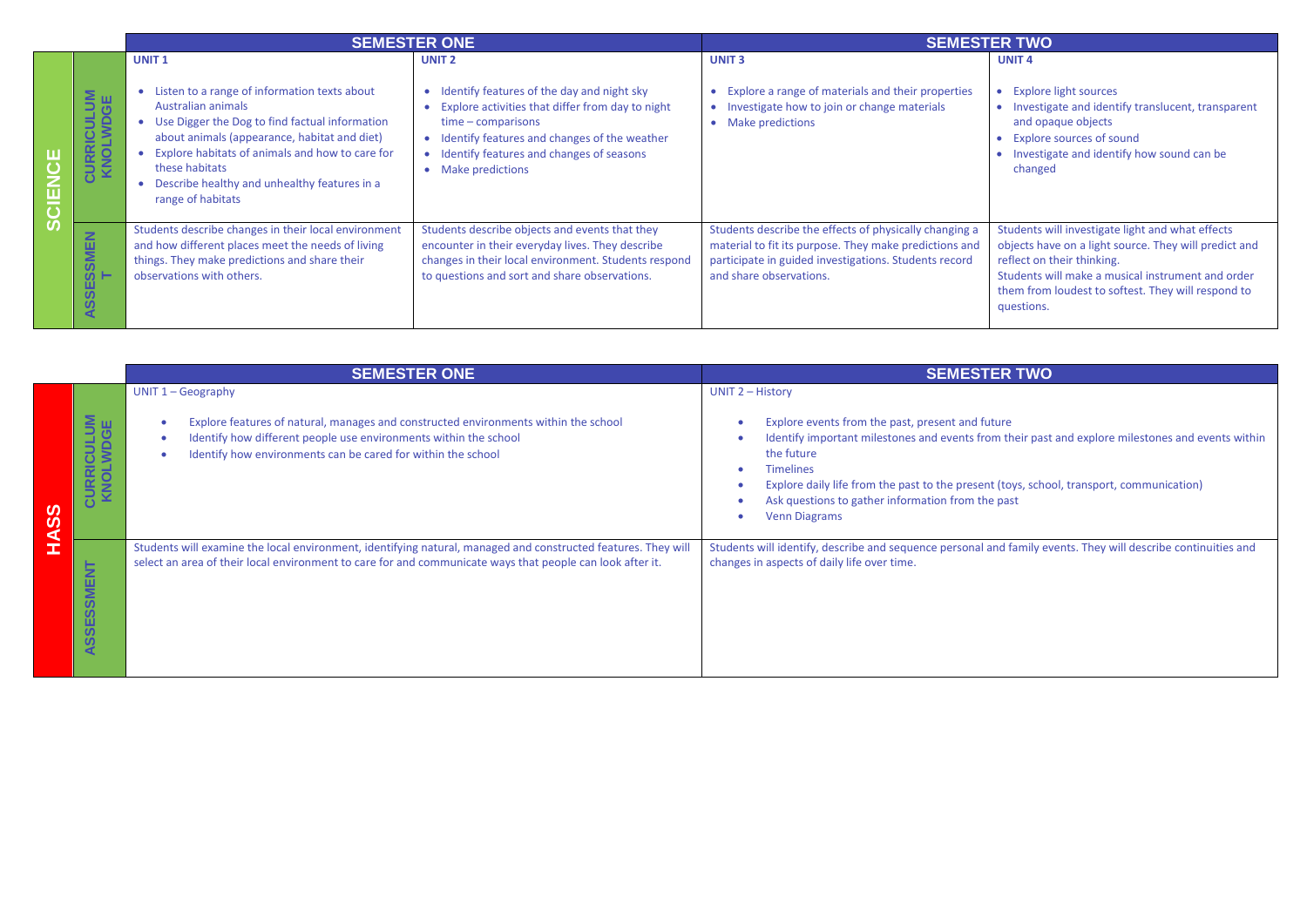## SCIENCE

| | SEMESTER ONE | | SEMESTER TWO | |
|---|---|---|---|---|
| | **UNIT 1** | **UNIT 2** | **UNIT 3** | **UNIT 4** |
| **CURRICULUM KNOLWDGE** | • Listen to a range of information texts about Australian animals<br>• Use Digger the Dog to find factual information about animals (appearance, habitat and diet)<br>• Explore habitats of animals and how to care for these habitats<br>• Describe healthy and unhealthy features in a range of habitats | • Identify features of the day and night sky<br>• Explore activities that differ from day to night time – comparisons<br>• Identify features and changes of the weather<br>• Identify features and changes of seasons<br>• Make predictions | • Explore a range of materials and their properties<br>• Investigate how to join or change materials<br>• Make predictions | • Explore light sources<br>• Investigate and identify translucent, transparent and opaque objects<br>• Explore sources of sound<br>• Investigate and identify how sound can be changed |
| **ASSESSMENT** | Students describe changes in their local environment and how different places meet the needs of living things. They make predictions and share their observations with others. | Students describe objects and events that they encounter in their everyday lives. They describe changes in their local environment. Students respond to questions and sort and share observations. | Students describe the effects of physically changing a material to fit its purpose. They make predictions and participate in guided investigations. Students record and share observations. | Students will investigate light and what effects objects have on a light source. They will predict and reflect on their thinking.<br>Students will make a musical instrument and order them from loudest to softest. They will respond to questions. |

## HASS

| | SEMESTER ONE | SEMESTER TWO |
|---|---|---|
| **CURRICULUM KNOLWDGE** | UNIT 1 – Geography<br><br>• Explore features of natural, manages and constructed environments within the school<br>• Identify how different people use environments within the school<br>• Identify how environments can be cared for within the school | UNIT 2 – History<br><br>• Explore events from the past, present and future<br>• Identify important milestones and events from their past and explore milestones and events within the future<br>• Timelines<br>• Explore daily life from the past to the present (toys, school, transport, communication)<br>• Ask questions to gather information from the past<br>• Venn Diagrams |
| **ASSESSMENT** | Students will examine the local environment, identifying natural, managed and constructed features. They will select an area of their local environment to care for and communicate ways that people can look after it. | Students will identify, describe and sequence personal and family events. They will describe continuities and changes in aspects of daily life over time. |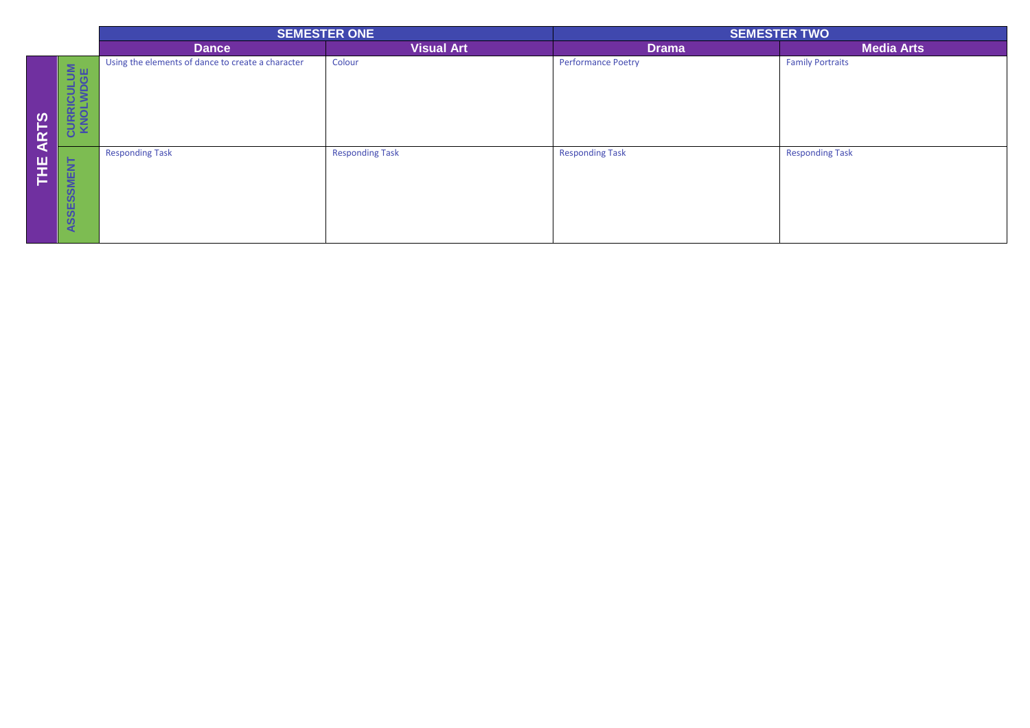| THE ARTS | | SEMESTER ONE | | SEMESTER TWO | |
|---|---|---|---|---|---|
| | | **Dance** | **Visual Art** | **Drama** | **Media Arts** |
| | **CURRICULUM KNOLWDGE** | Using the elements of dance to create a character | Colour | Performance Poetry | Family Portraits |
| | **ASSESSMENT** | Responding Task | Responding Task | Responding Task | Responding Task |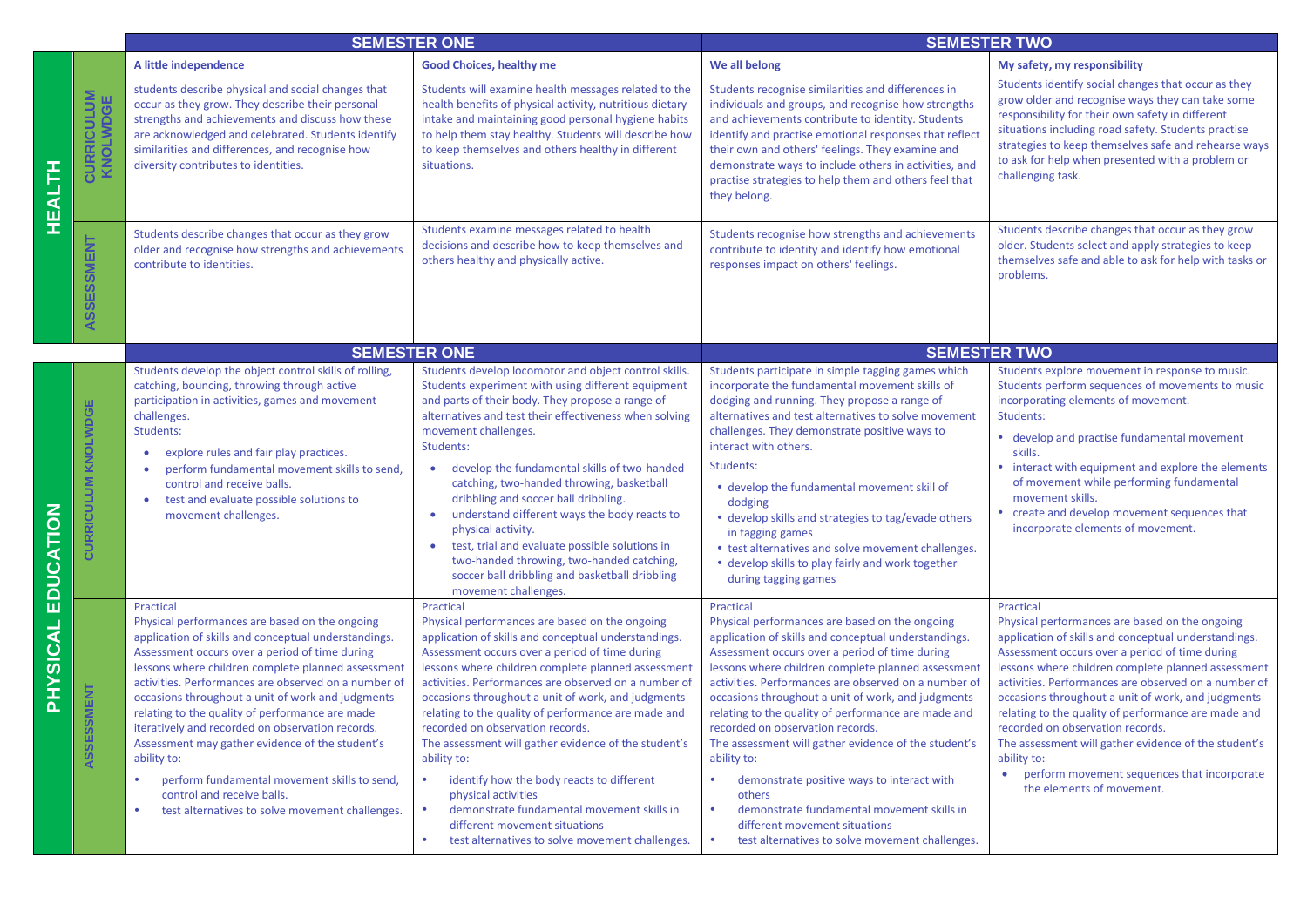| | | SEMESTER ONE | | SEMESTER TWO | |
|---|---|---|---|---|---|
| **HEALTH** | **CURRICULUM KNOLWDGE** | **A little independence**<br><br>students describe physical and social changes that occur as they grow. They describe their personal strengths and achievements and discuss how these are acknowledged and celebrated. Students identify similarities and differences, and recognise how diversity contributes to identities. | **Good Choices, healthy me**<br><br>Students will examine health messages related to the health benefits of physical activity, nutritious dietary intake and maintaining good personal hygiene habits to help them stay healthy. Students will describe how to keep themselves and others healthy in different situations. | **We all belong**<br><br>Students recognise similarities and differences in individuals and groups, and recognise how strengths and achievements contribute to identity. Students identify and practise emotional responses that reflect their own and others' feelings. They examine and demonstrate ways to include others in activities, and practise strategies to help them and others feel that they belong. | **My safety, my responsibility**<br><br>Students identify social changes that occur as they grow older and recognise ways they can take some responsibility for their own safety in different situations including road safety. Students practise strategies to keep themselves safe and rehearse ways to ask for help when presented with a problem or challenging task. |
| | **ASSESSMENT** | Students describe changes that occur as they grow older and recognise how strengths and achievements contribute to identities. | Students examine messages related to health decisions and describe how to keep themselves and others healthy and physically active. | Students recognise how strengths and achievements contribute to identity and identify how emotional responses impact on others' feelings. | Students describe changes that occur as they grow older. Students select and apply strategies to keep themselves safe and able to ask for help with tasks or problems. |

| | | SEMESTER ONE | | SEMESTER TWO | |
|---|---|---|---|---|---|
| **PHYSICAL EDUCATION** | **CURRICULUM KNOLWDGE** | Students develop the object control skills of rolling, catching, bouncing, throwing through active participation in activities, games and movement challenges.<br>Students:<br>• explore rules and fair play practices.<br>• perform fundamental movement skills to send, control and receive balls.<br>• test and evaluate possible solutions to movement challenges. | Students develop locomotor and object control skills. Students experiment with using different equipment and parts of their body. They propose a range of alternatives and test their effectiveness when solving movement challenges.<br>Students:<br>• develop the fundamental skills of two-handed catching, two-handed throwing, basketball dribbling and soccer ball dribbling.<br>• understand different ways the body reacts to physical activity.<br>• test, trial and evaluate possible solutions in two-handed throwing, two-handed catching, soccer ball dribbling and basketball dribbling movement challenges. | Students participate in simple tagging games which incorporate the fundamental movement skills of dodging and running. They propose a range of alternatives and test alternatives to solve movement challenges. They demonstrate positive ways to interact with others.<br>Students:<br>• develop the fundamental movement skill of dodging<br>• develop skills and strategies to tag/evade others in tagging games<br>• test alternatives and solve movement challenges.<br>• develop skills to play fairly and work together during tagging games | Students explore movement in response to music. Students perform sequences of movements to music incorporating elements of movement.<br>Students:<br>• develop and practise fundamental movement skills.<br>• interact with equipment and explore the elements of movement while performing fundamental movement skills.<br>• create and develop movement sequences that incorporate elements of movement. |
| | **ASSESSMENT** | Practical<br>Physical performances are based on the ongoing application of skills and conceptual understandings. Assessment occurs over a period of time during lessons where children complete planned assessment activities. Performances are observed on a number of occasions throughout a unit of work and judgments relating to the quality of performance are made iteratively and recorded on observation records.<br>Assessment may gather evidence of the student's ability to:<br>• perform fundamental movement skills to send, control and receive balls.<br>• test alternatives to solve movement challenges. | Practical<br>Physical performances are based on the ongoing application of skills and conceptual understandings. Assessment occurs over a period of time during lessons where children complete planned assessment activities. Performances are observed on a number of occasions throughout a unit of work, and judgments relating to the quality of performance are made and recorded on observation records.<br>The assessment will gather evidence of the student's ability to:<br>• identify how the body reacts to different physical activities<br>• demonstrate fundamental movement skills in different movement situations<br>• test alternatives to solve movement challenges. | Practical<br>Physical performances are based on the ongoing application of skills and conceptual understandings. Assessment occurs over a period of time during lessons where children complete planned assessment activities. Performances are observed on a number of occasions throughout a unit of work, and judgments relating to the quality of performance are made and recorded on observation records.<br>The assessment will gather evidence of the student's ability to:<br>• demonstrate positive ways to interact with others<br>• demonstrate fundamental movement skills in different movement situations<br>• test alternatives to solve movement challenges. | Practical<br>Physical performances are based on the ongoing application of skills and conceptual understandings. Assessment occurs over a period of time during lessons where children complete planned assessment activities. Performances are observed on a number of occasions throughout a unit of work, and judgments relating to the quality of performance are made and recorded on observation records.<br>The assessment will gather evidence of the student's ability to:<br>• perform movement sequences that incorporate the elements of movement. |